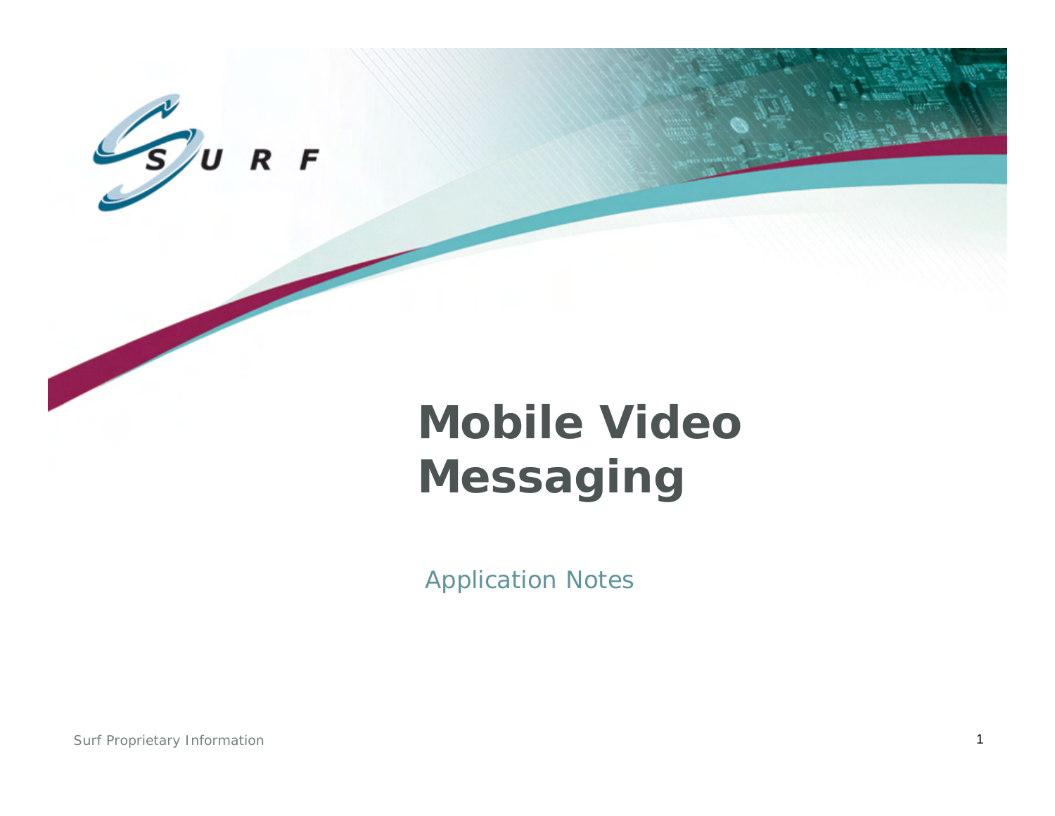# Mobile Video Messaging

Application Notes

Surf Proprietary Information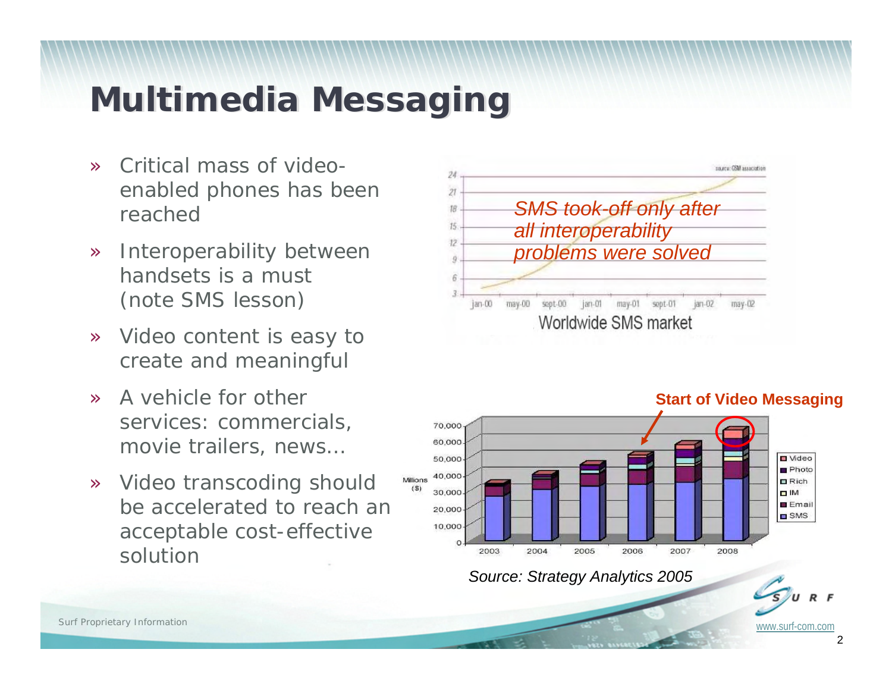# Multimedia Messaging

- Critical mass of video-enabled phones has been reached
- Interoperability between handsets is a must (note SMS lesson)
- Video content is easy to create and meaningful
- A vehicle for other services: commercials, movie trailers, news...
- Video transcoding should be accelerated to reach an acceptable cost-effective solution

*SMS took-off only after all interoperability problems were solved*

Worldwide SMS market

**Start of Video Messaging**

*Source: Strategy Analytics 2005*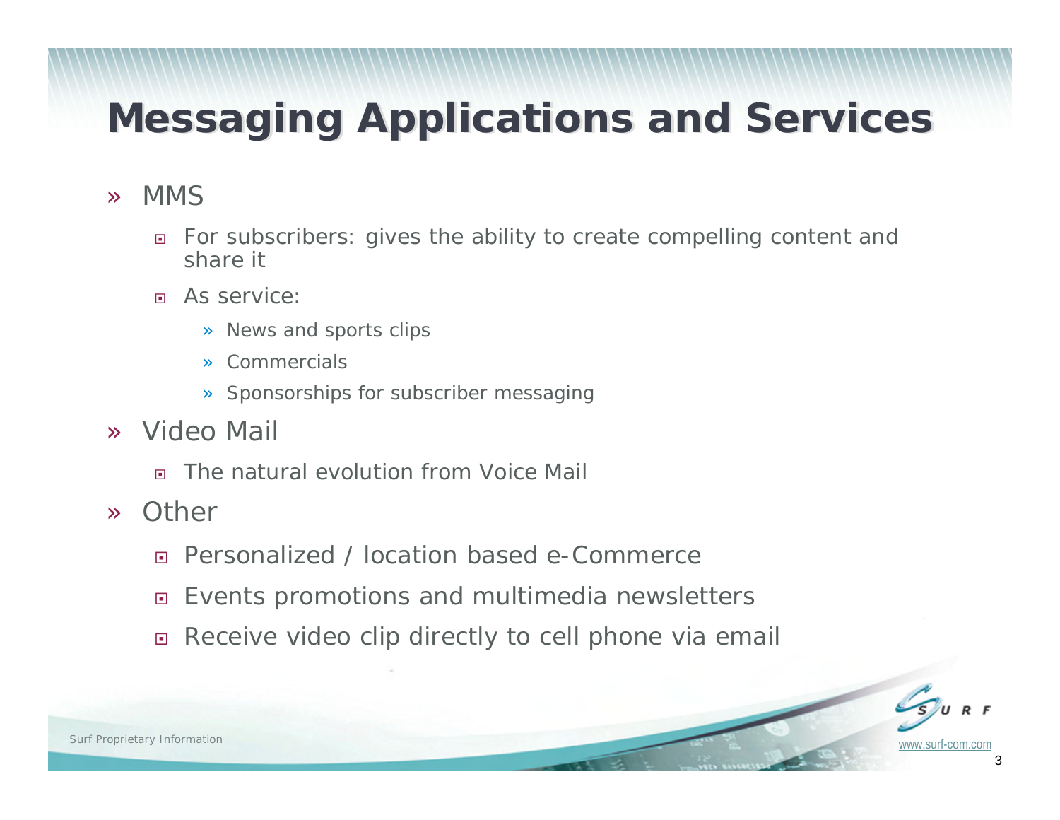# Messaging Applications and Services

- MMS
  - For subscribers: gives the ability to create compelling content and share it
  - As service:
    - News and sports clips
    - Commercials
    - Sponsorships for subscriber messaging
- Video Mail
  - The natural evolution from Voice Mail
- Other
  - Personalized / location based e-Commerce
  - Events promotions and multimedia newsletters
  - Receive video clip directly to cell phone via email

Surf Proprietary Information

www.surf-com.com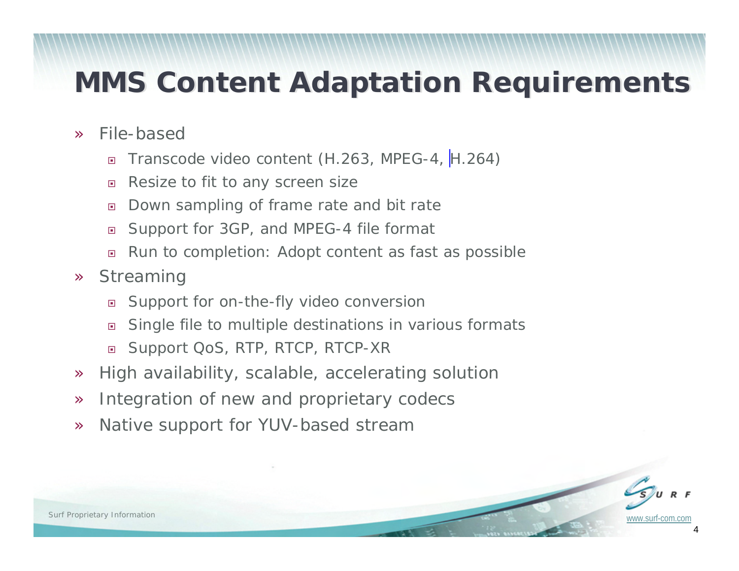# MMS Content Adaptation Requirements

- File-based
  - Transcode video content (H.263, MPEG-4, H.264)
  - Resize to fit to any screen size
  - Down sampling of frame rate and bit rate
  - Support for 3GP, and MPEG-4 file format
  - Run to completion: Adopt content as fast as possible
- Streaming
  - Support for on-the-fly video conversion
  - Single file to multiple destinations in various formats
  - Support QoS, RTP, RTCP, RTCP-XR
- High availability, scalable, accelerating solution
- Integration of new and proprietary codecs
- Native support for YUV-based stream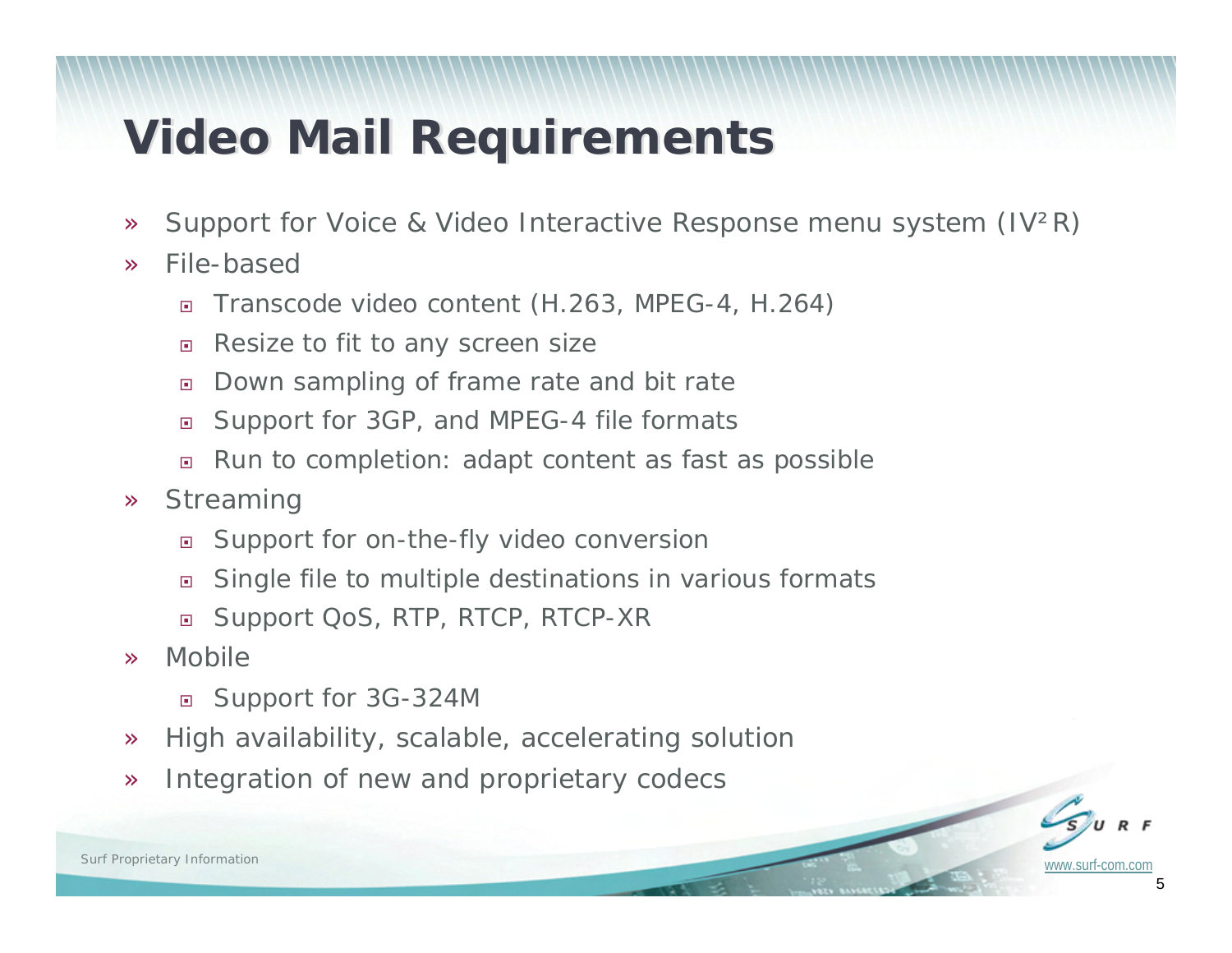# Video Mail Requirements

- Support for Voice & Video Interactive Response menu system (IV²R)
- File-based
  - Transcode video content (H.263, MPEG-4, H.264)
  - Resize to fit to any screen size
  - Down sampling of frame rate and bit rate
  - Support for 3GP, and MPEG-4 file formats
  - Run to completion: adapt content as fast as possible
- Streaming
  - Support for on-the-fly video conversion
  - Single file to multiple destinations in various formats
  - Support QoS, RTP, RTCP, RTCP-XR
- Mobile
  - Support for 3G-324M
- High availability, scalable, accelerating solution
- Integration of new and proprietary codecs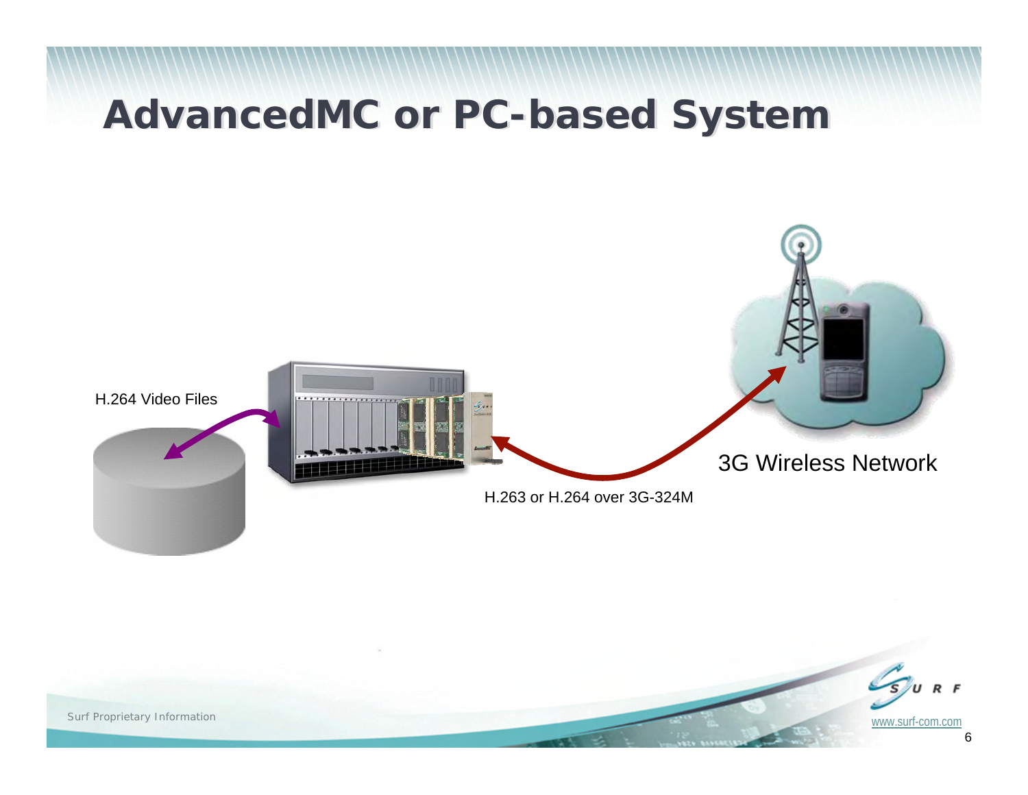# AdvancedMC or PC-based System

H.264 Video Files

H.263 or H.264 over 3G-324M

3G Wireless Network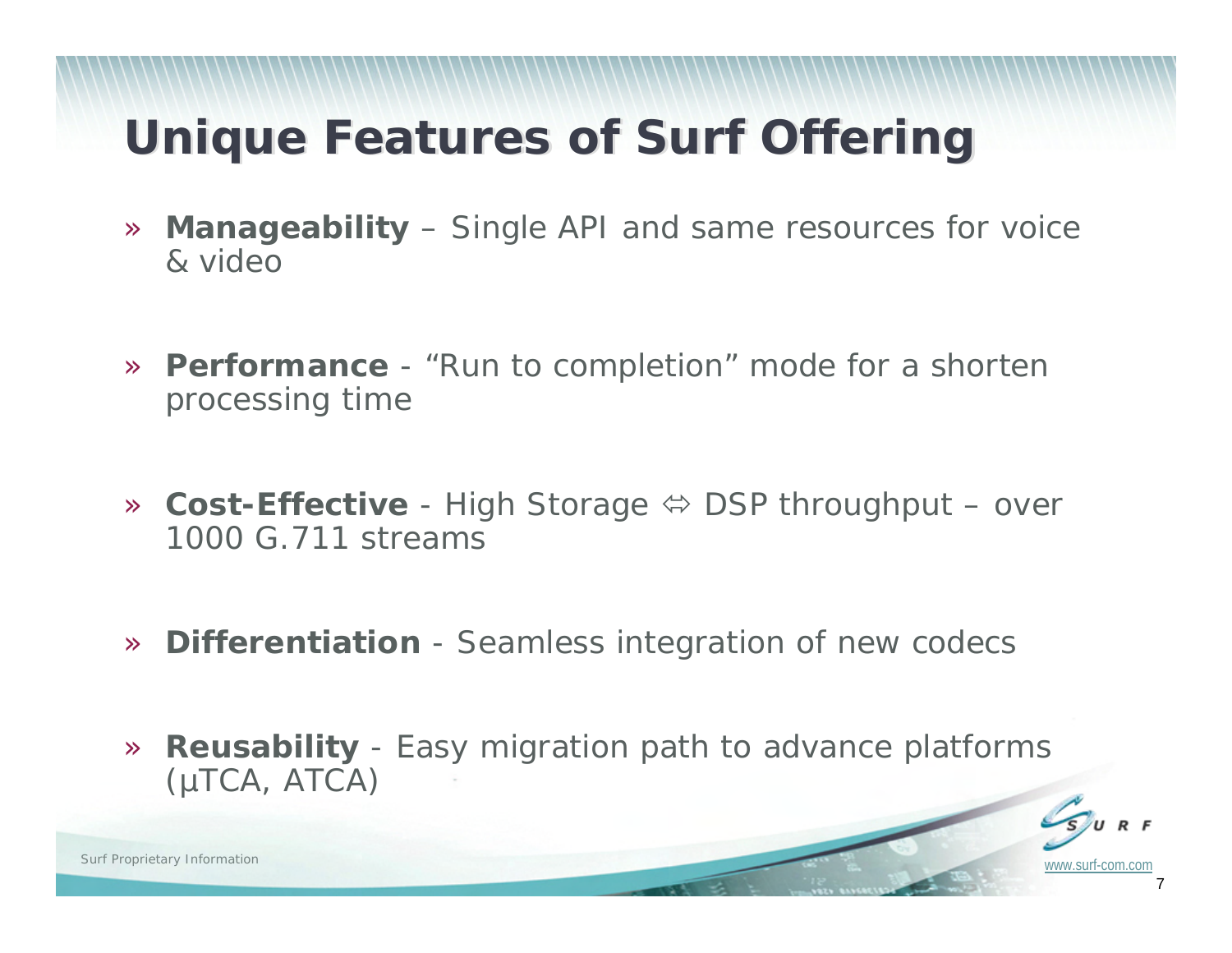# Unique Features of Surf Offering

- **Manageability** – Single API and same resources for voice & video
- **Performance** - "Run to completion" mode for a shorten processing time
- **Cost-Effective** - High Storage ⇔ DSP throughput – over 1000 G.711 streams
- **Differentiation** - Seamless integration of new codecs
- **Reusability** - Easy migration path to advance platforms (µTCA, ATCA)

Surf Proprietary Information

www.surf-com.com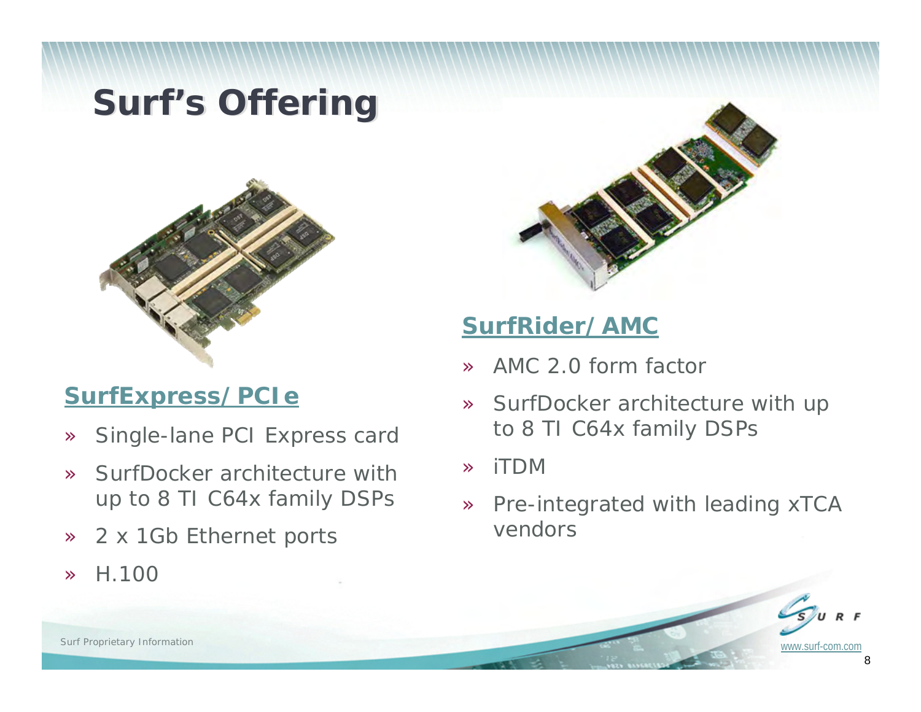# Surf's Offering

## SurfExpress/PCIe

- Single-lane PCI Express card
- SurfDocker architecture with up to 8 TI C64x family DSPs
- 2 x 1Gb Ethernet ports
- H.100

## SurfRider/AMC

- AMC 2.0 form factor
- SurfDocker architecture with up to 8 TI C64x family DSPs
- iTDM
- Pre-integrated with leading xTCA vendors

Surf Proprietary Information

www.surf-com.com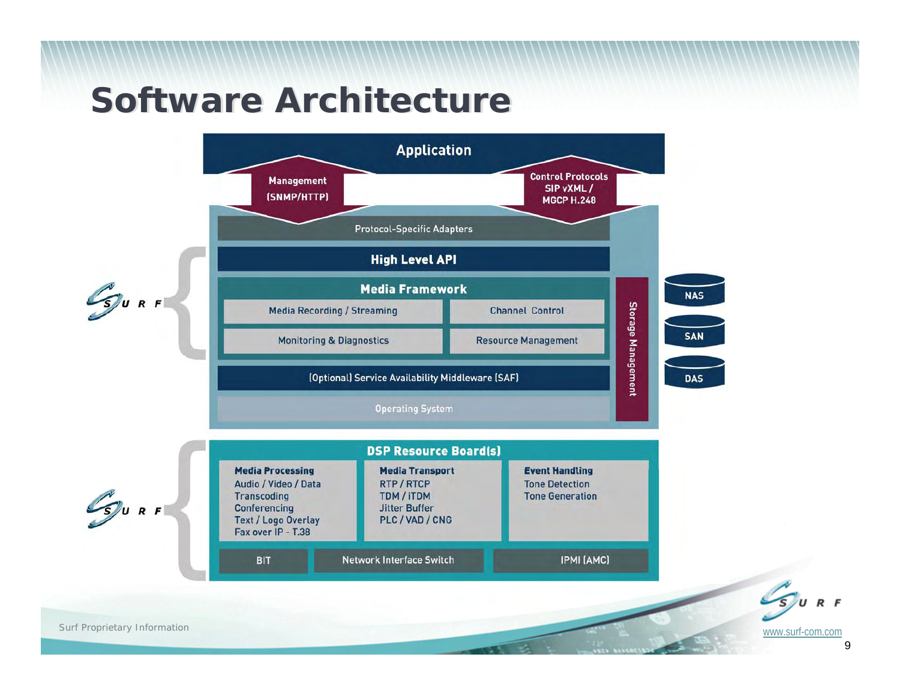# Software Architecture

**Application**

- Management (SNMP/HTTP)
- Control Protocols SIP vXML / MGCP H.248

Protocol-Specific Adapters

**High Level API**

**Media Framework**

- Media Recording / Streaming
- Channel Control
- Monitoring & Diagnostics
- Resource Management

(Optional) Service Availability Middleware (SAF)

Operating System

Storage Management

- NAS
- SAN
- DAS

**DSP Resource Board(s)**

**Media Processing**
- Audio / Video / Data
- Transcoding
- Conferencing
- Text / Logo Overlay
- Fax over IP - T.38

**Media Transport**
- RTP / RTCP
- TDM / iTDM
- Jitter Buffer
- PLC / VAD / CNG

**Event Handling**
- Tone Detection
- Tone Generation

BIT | Network Interface Switch | IPMI (AMC)

SURF

Surf Proprietary Information

www.surf-com.com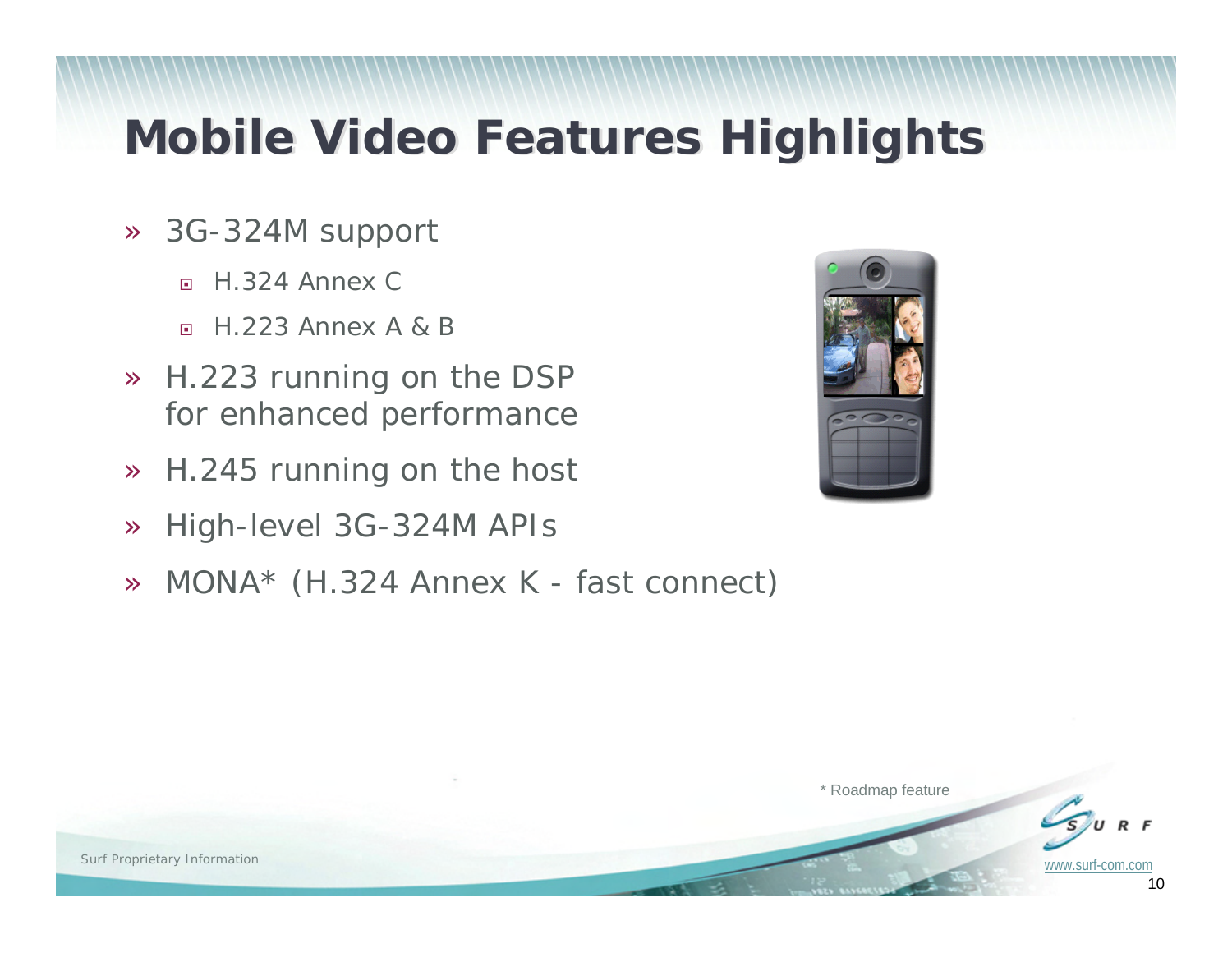# Mobile Video Features Highlights

- 3G-324M support
  - H.324 Annex C
  - H.223 Annex A & B
- H.223 running on the DSP for enhanced performance
- H.245 running on the host
- High-level 3G-324M APIs
- MONA* (H.324 Annex K - fast connect)

\* Roadmap feature

Surf Proprietary Information

www.surf-com.com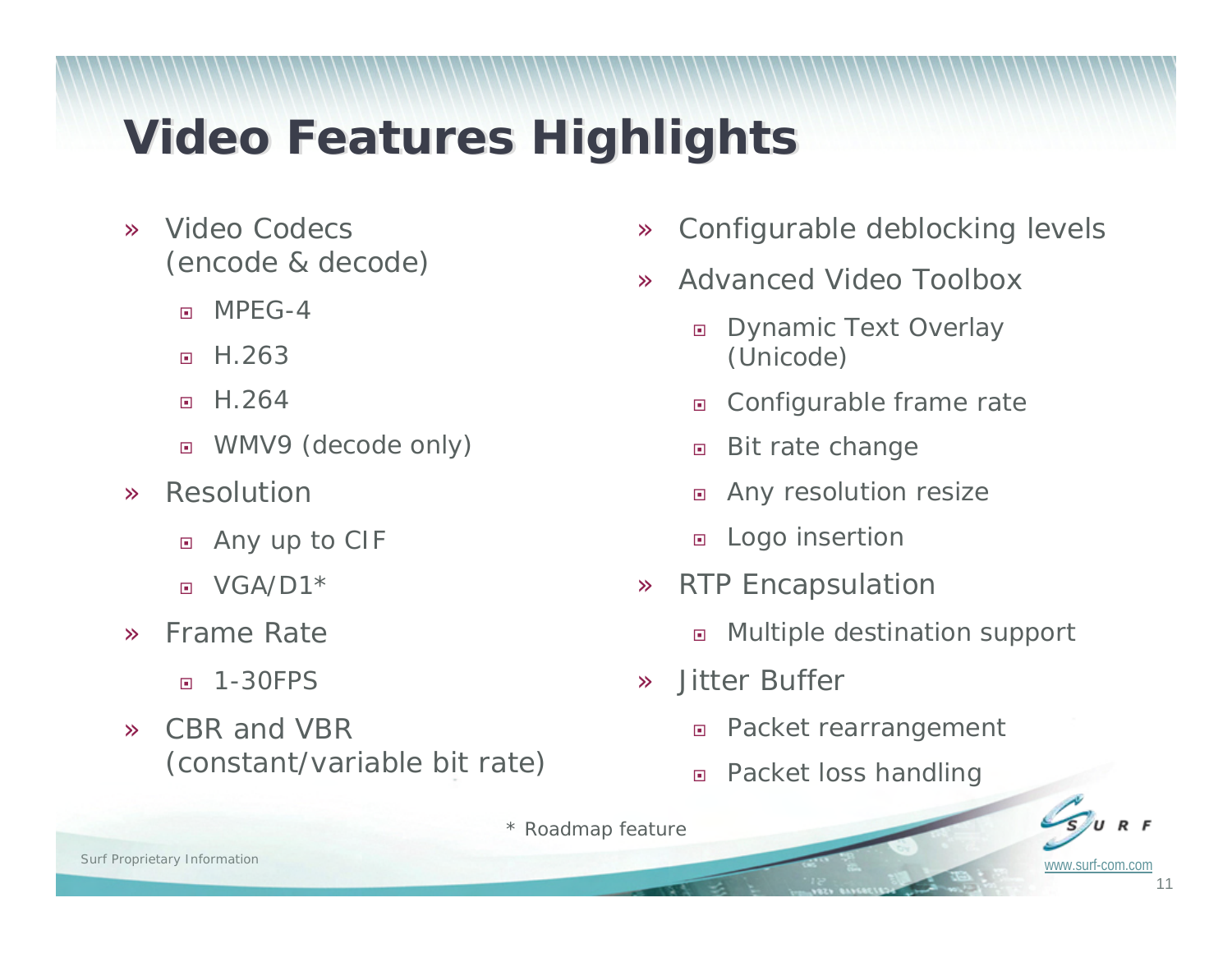# Video Features Highlights

- Video Codecs (encode & decode)
  - MPEG-4
  - H.263
  - H.264
  - WMV9 (decode only)
- Resolution
  - Any up to CIF
  - VGA/D1*
- Frame Rate
  - 1-30FPS
- CBR and VBR (constant/variable bit rate)
- Configurable deblocking levels
- Advanced Video Toolbox
  - Dynamic Text Overlay (Unicode)
  - Configurable frame rate
  - Bit rate change
  - Any resolution resize
  - Logo insertion
- RTP Encapsulation
  - Multiple destination support
- Jitter Buffer
  - Packet rearrangement
  - Packet loss handling

\* Roadmap feature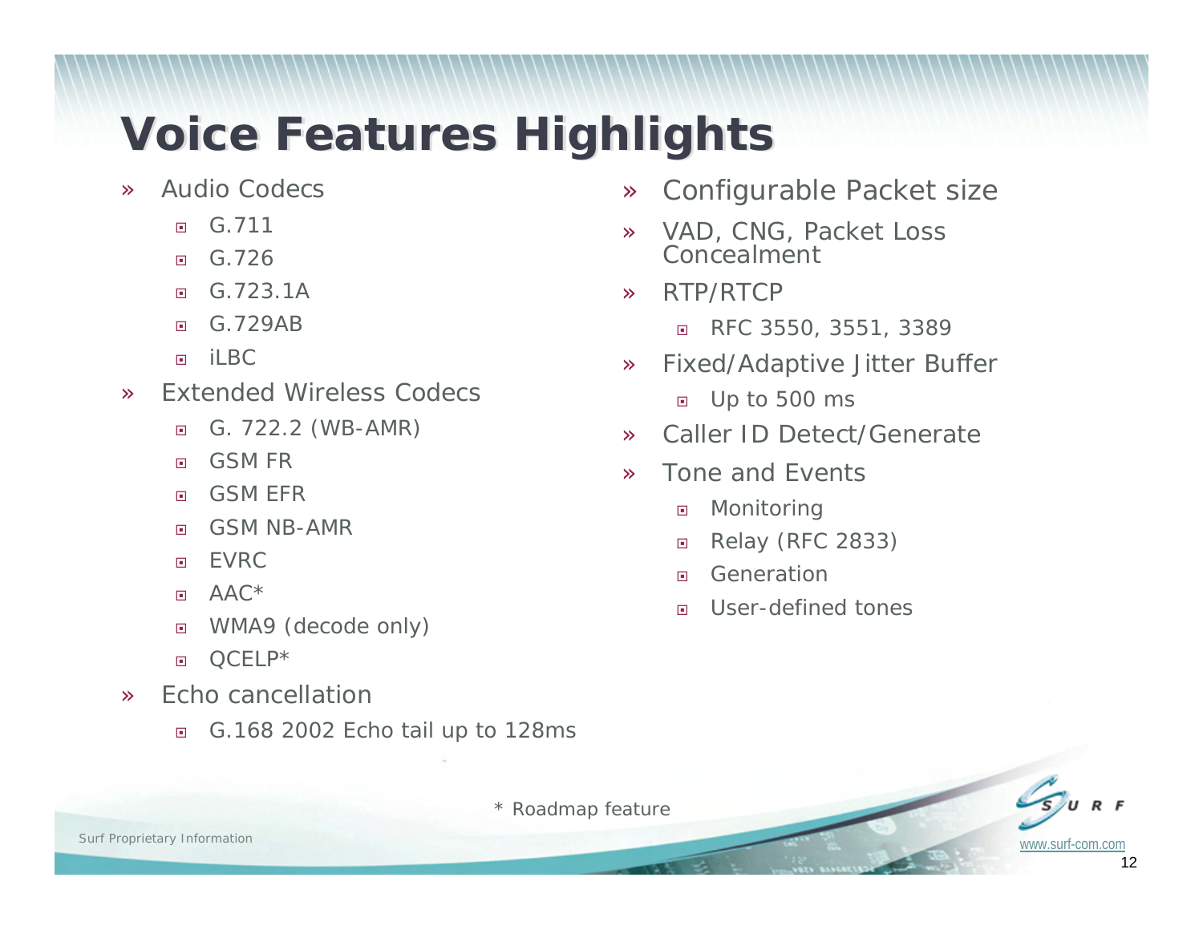# Voice Features Highlights

- Audio Codecs
  - G.711
  - G.726
  - G.723.1A
  - G.729AB
  - iLBC
- Extended Wireless Codecs
  - G. 722.2 (WB-AMR)
  - GSM FR
  - GSM EFR
  - GSM NB-AMR
  - EVRC
  - AAC*
  - WMA9 (decode only)
  - QCELP*
- Echo cancellation
  - G.168 2002 Echo tail up to 128ms

- Configurable Packet size
- VAD, CNG, Packet Loss Concealment
- RTP/RTCP
  - RFC 3550, 3551, 3389
- Fixed/Adaptive Jitter Buffer
  - Up to 500 ms
- Caller ID Detect/Generate
- Tone and Events
  - Monitoring
  - Relay (RFC 2833)
  - Generation
  - User-defined tones

* Roadmap feature

Surf Proprietary Information

www.surf-com.com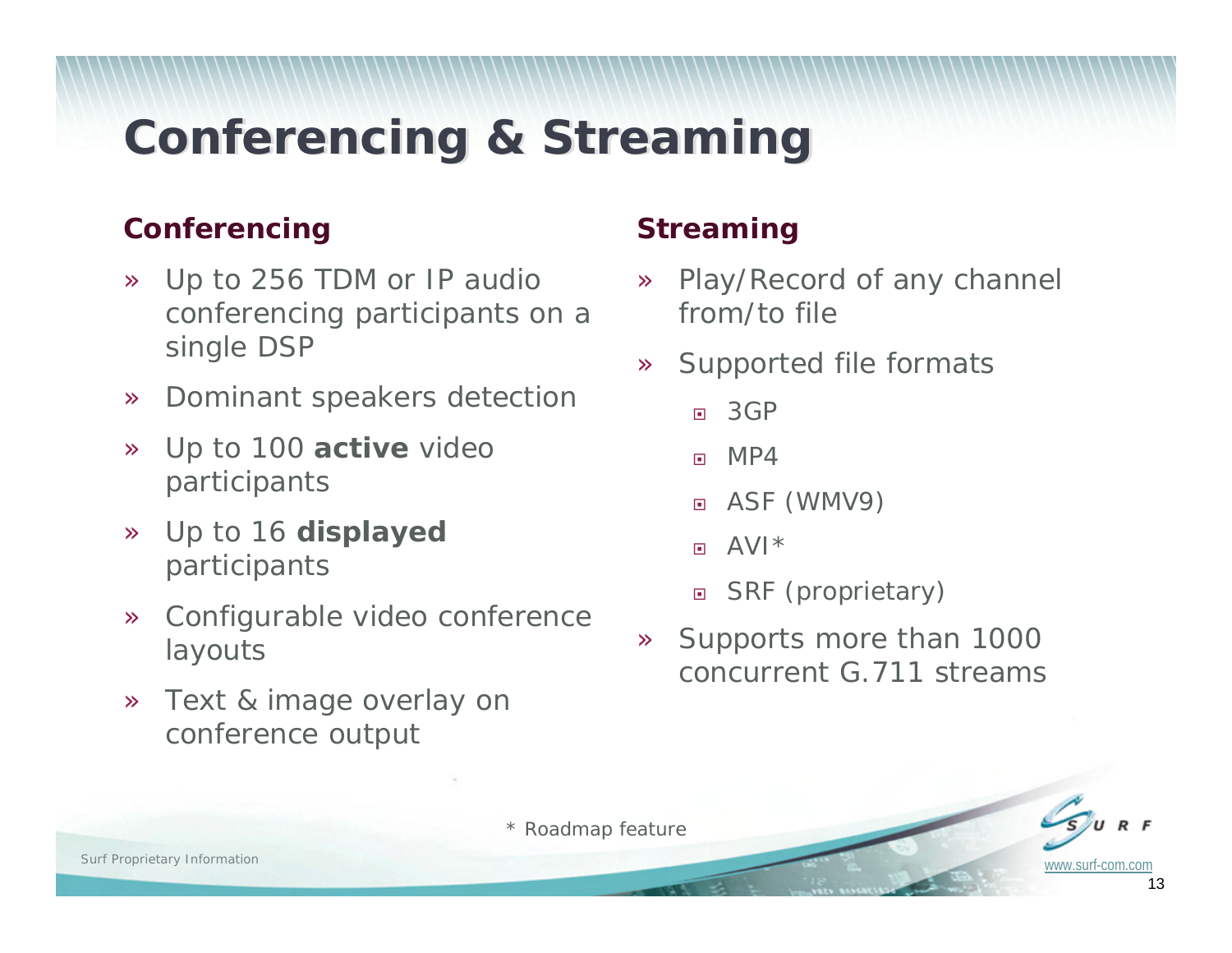# Conferencing & Streaming

## Conferencing

- Up to 256 TDM or IP audio conferencing participants on a single DSP
- Dominant speakers detection
- Up to 100 **active** video participants
- Up to 16 **displayed** participants
- Configurable video conference layouts
- Text & image overlay on conference output

## Streaming

- Play/Record of any channel from/to file
- Supported file formats
  - 3GP
  - MP4
  - ASF (WMV9)
  - AVI*
  - SRF (proprietary)
- Supports more than 1000 concurrent G.711 streams

\* Roadmap feature

Surf Proprietary Information

www.surf-com.com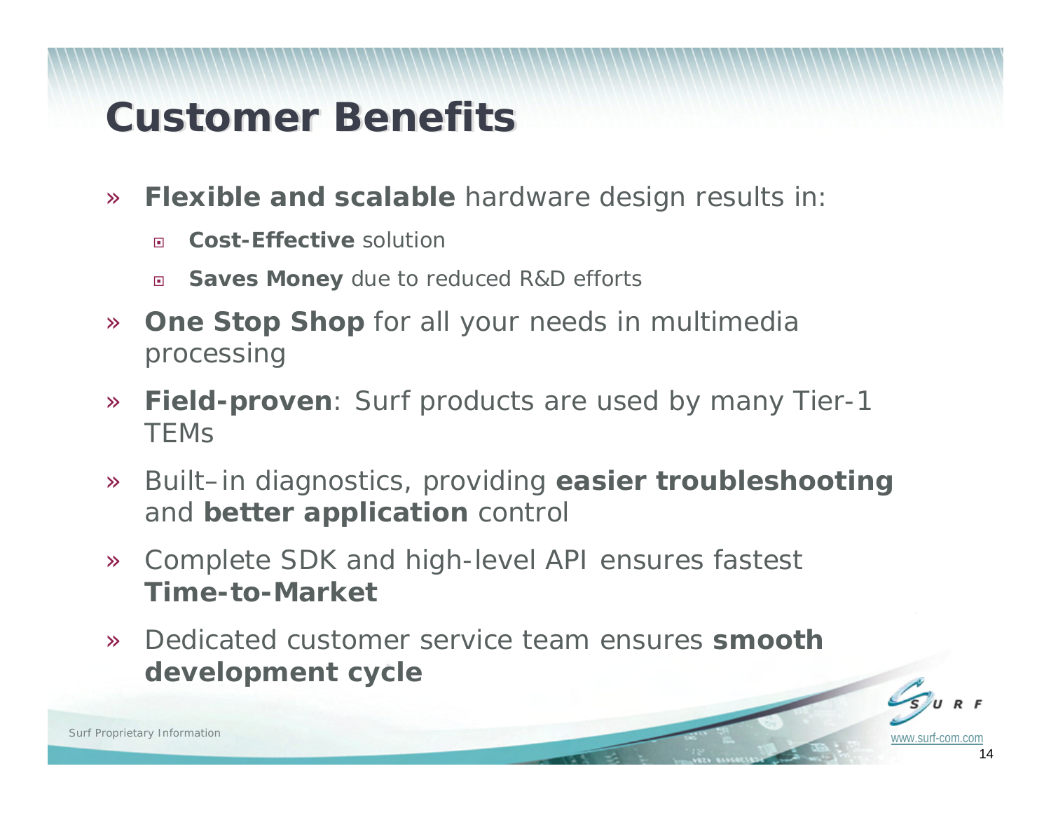# Customer Benefits

- **Flexible and scalable** hardware design results in:
  - **Cost-Effective** solution
  - **Saves Money** due to reduced R&D efforts
- **One Stop Shop** for all your needs in multimedia processing
- **Field-proven**: Surf products are used by many Tier-1 TEMs
- Built–in diagnostics, providing **easier troubleshooting** and **better application** control
- Complete SDK and high-level API ensures fastest **Time-to-Market**
- Dedicated customer service team ensures **smooth development cycle**

Surf Proprietary Information

www.surf-com.com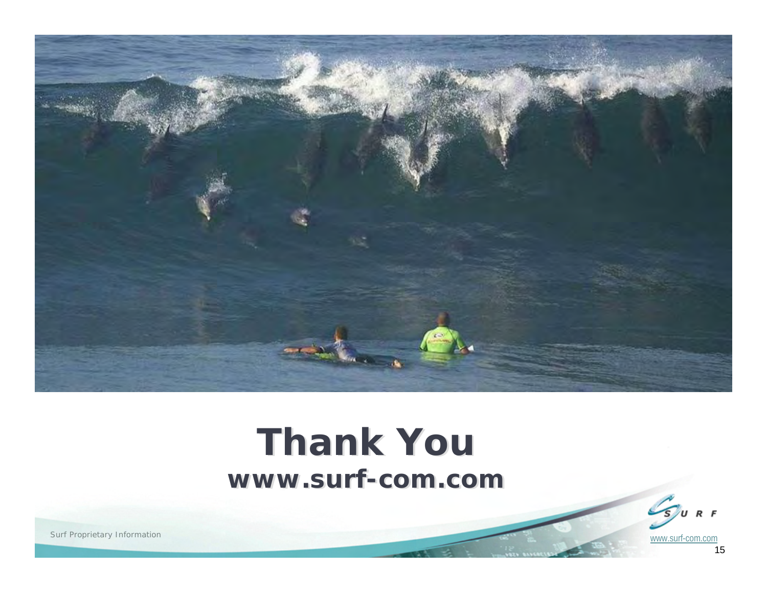# Thank You

## www.surf-com.com

Surf Proprietary Information